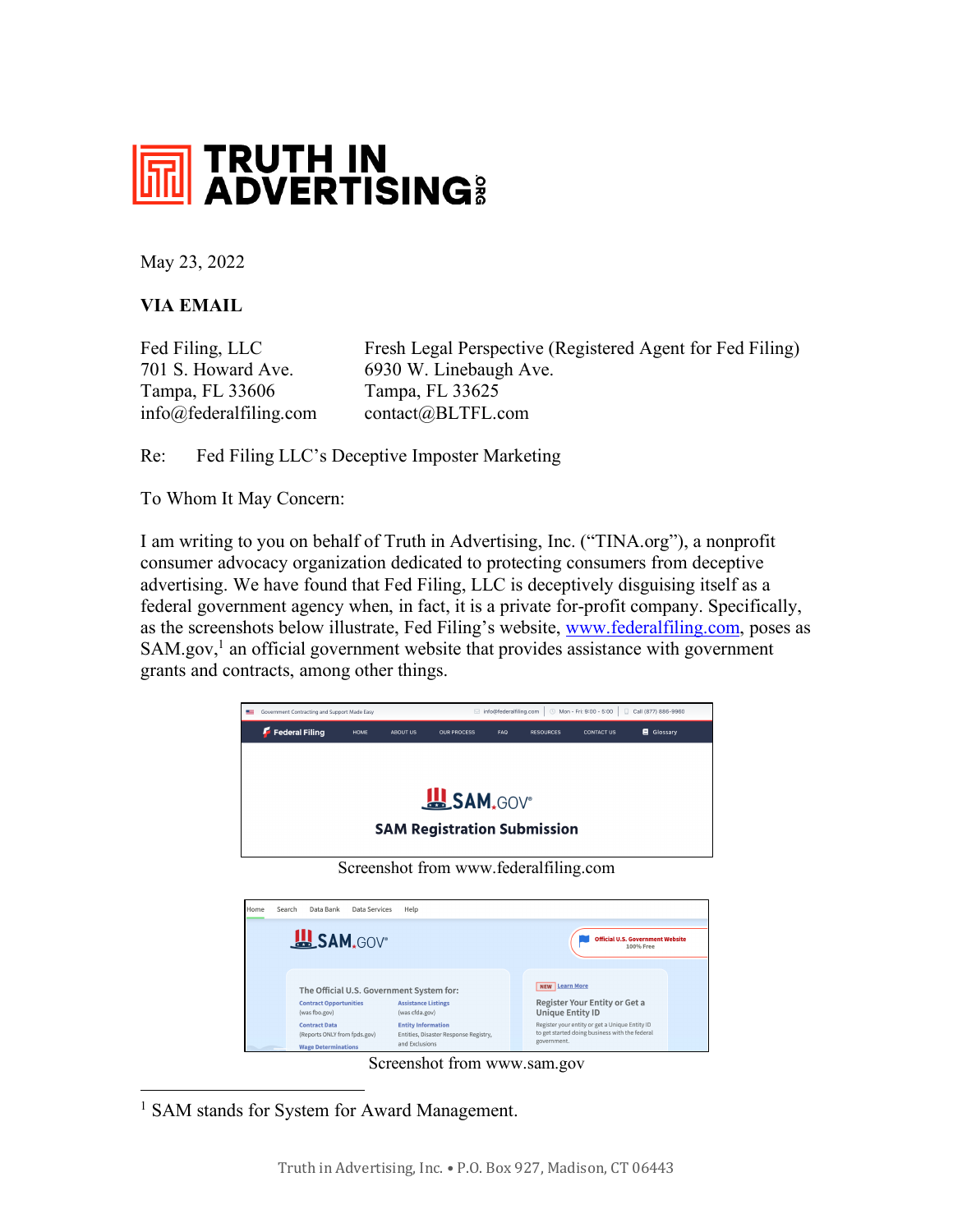# TRUTH IN ADVERTISING.ORG

May 23, 2022

**VIA EMAIL**

Fed Filing, LLC
701 S. Howard Ave.
Tampa, FL 33606
info@federalfiling.com

Fresh Legal Perspective (Registered Agent for Fed Filing)
6930 W. Linebaugh Ave.
Tampa, FL 33625
contact@BLTFL.com

Re: Fed Filing LLC's Deceptive Imposter Marketing

To Whom It May Concern:

I am writing to you on behalf of Truth in Advertising, Inc. ("TINA.org"), a nonprofit consumer advocacy organization dedicated to protecting consumers from deceptive advertising. We have found that Fed Filing, LLC is deceptively disguising itself as a federal government agency when, in fact, it is a private for-profit company. Specifically, as the screenshots below illustrate, Fed Filing's website, www.federalfiling.com, poses as SAM.gov,[1] an official government website that provides assistance with government grants and contracts, among other things.

Screenshot from www.federalfiling.com

Screenshot from www.sam.gov

[1] SAM stands for System for Award Management.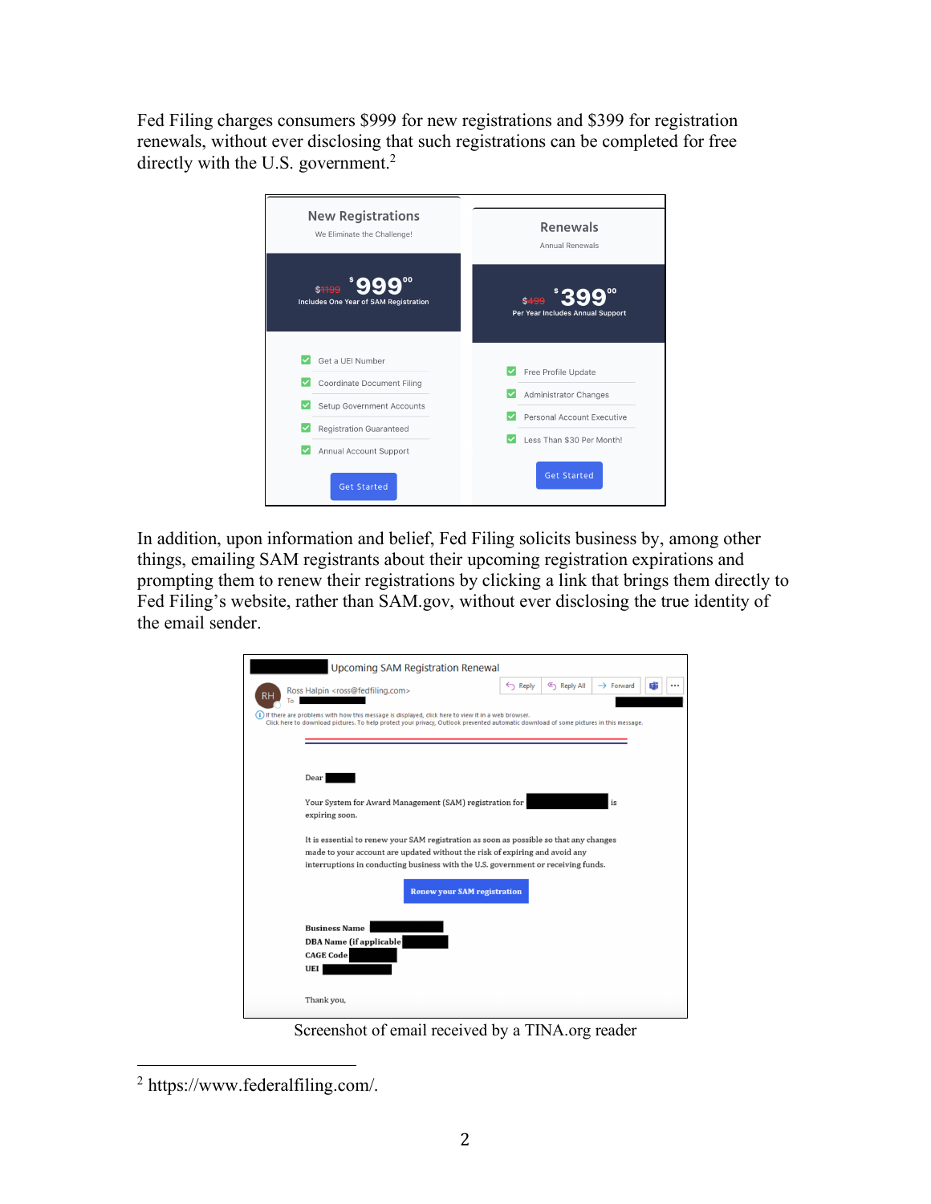Fed Filing charges consumers $999 for new registrations and $399 for registration renewals, without ever disclosing that such registrations can be completed for free directly with the U.S. government.[2]

New Registrations

We Eliminate the Challenge!

~~$1199~~ $999.00

Includes One Year of SAM Registration

- Get a UEI Number
- Coordinate Document Filing
- Setup Government Accounts
- Registration Guaranteed
- Annual Account Support

Get Started

Renewals

Annual Renewals

~~$499~~ $399.00

Per Year Includes Annual Support

- Free Profile Update
- Administrator Changes
- Personal Account Executive
- Less Than $30 Per Month!

Get Started

In addition, upon information and belief, Fed Filing solicits business by, among other things, emailing SAM registrants about their upcoming registration expirations and prompting them to renew their registrations by clicking a link that brings them directly to Fed Filing's website, rather than SAM.gov, without ever disclosing the true identity of the email sender.

Upcoming SAM Registration Renewal

Ross Halpin <ross@fedfiling.com>

To

Dear

Your System for Award Management (SAM) registration for is expiring soon.

It is essential to renew your SAM registration as soon as possible so that any changes made to your account are updated without the risk of expiring and avoid any interruptions in conducting business with the U.S. government or receiving funds.

Renew your SAM registration

**Business Name**
**DBA Name (if applicable)**
**CAGE Code**
**UEI**

Thank you,

Screenshot of email received by a TINA.org reader

---

[2] https://www.federalfiling.com/.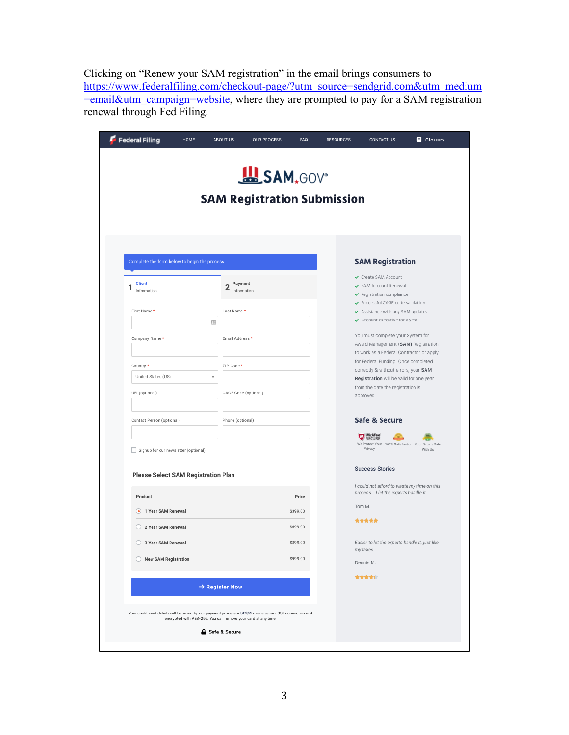Clicking on "Renew your SAM registration" in the email brings consumers to https://www.federalfiling.com/checkout-page/?utm_source=sendgrid.com&utm_medium=email&utm_campaign=website, where they are prompted to pay for a SAM registration renewal through Fed Filing.

Federal Filing | HOME | ABOUT US | OUR PROCESS | FAQ | RESOURCES | CONTACT US | Glossary

SAM.GOV®

## SAM Registration Submission

Complete the form below to begin the process

1 Client Information

2 Payment Information

First Name *

Last Name *

Company Name *

Email Address *

Country *

United States (US)

ZIP Code *

UEI (optional)

CAGE Code (optional)

Contact Person (optional)

Phone (optional)

Signup for our newsletter (optional)

### Please Select SAM Registration Plan

| Product | Price |
|---|---|
| 1 Year SAM Renewal | $399.00 |
| 2 Year SAM Renewal | $699.00 |
| 3 Year SAM Renewal | $899.00 |
| New SAM Registration | $999.00 |

→ Register Now

Your credit card details will be saved by our payment processor Stripe over a secure SSL connection and encrypted with AES-256. You can remove your card at any time.

Safe & Secure

### SAM Registration

- Create SAM Account
- SAM Account Renewal
- Registration compliance
- Successful CAGE code validation
- Assistance with any SAM updates
- Account executive for a year

You must complete your System for Award Management **(SAM)** Registration to work as a Federal Contractor or apply for Federal Funding. Once completed correctly & without errors, your **SAM Registration** will be valid for one year from the date the registration is approved.

### Safe & Secure

McAfee SECURE We Protect Your Privacy | 100% Satisfaction | Your Data is Safe With Us

Success Stories

*I could not afford to waste my time on this process... I let the experts handle it.*

Tom M.

★★★★★

*Easier to let the experts handle it, just like my taxes.*

Dennis M.

★★★★☆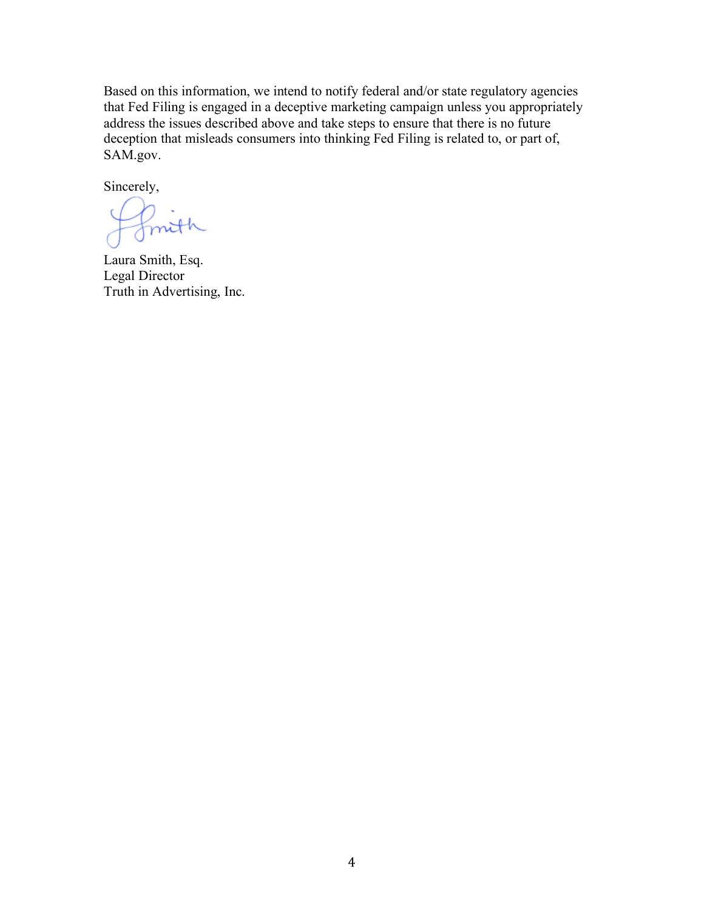Based on this information, we intend to notify federal and/or state regulatory agencies that Fed Filing is engaged in a deceptive marketing campaign unless you appropriately address the issues described above and take steps to ensure that there is no future deception that misleads consumers into thinking Fed Filing is related to, or part of, SAM.gov.

Sincerely,

Laura Smith, Esq.
Legal Director
Truth in Advertising, Inc.